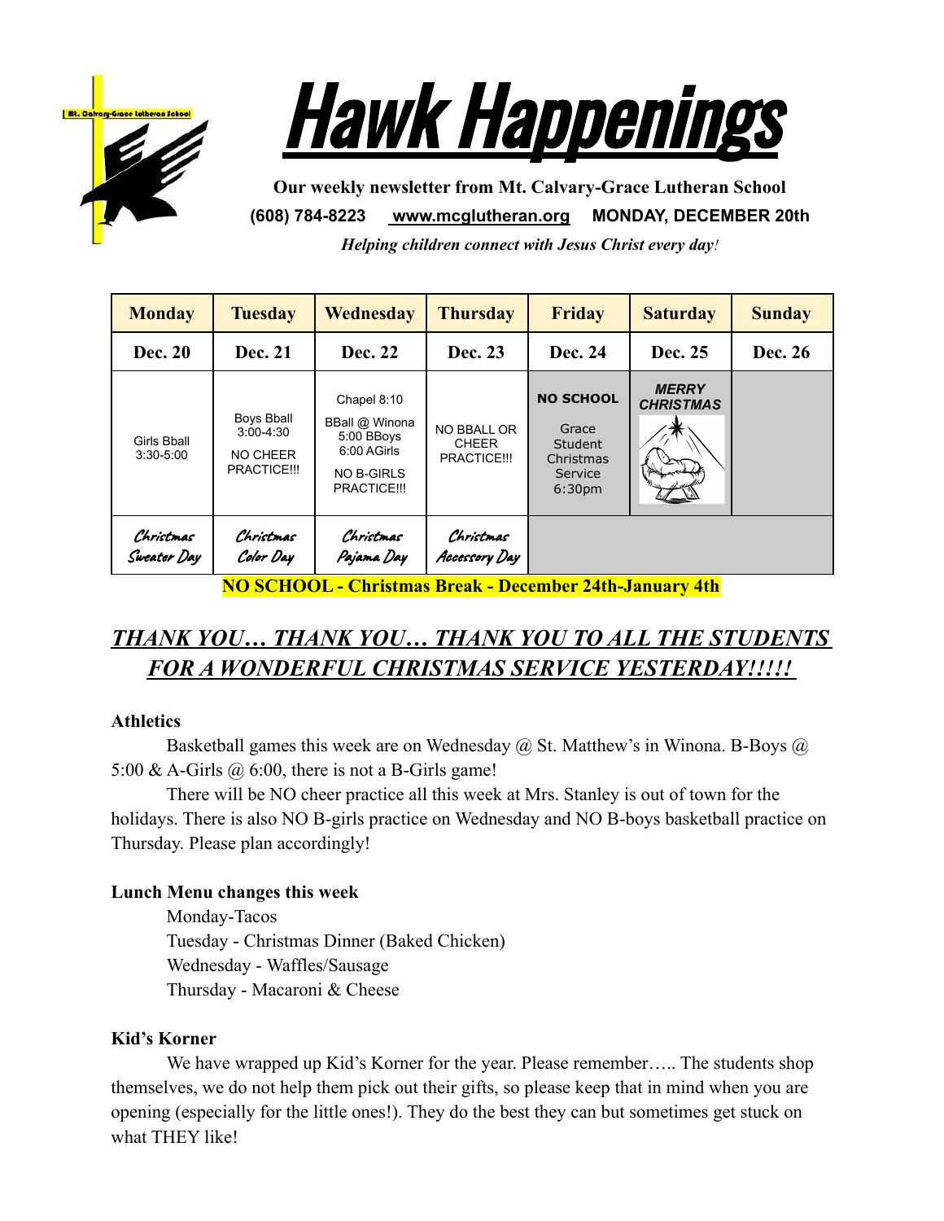# Hawk Happenings

**Our weekly newsletter from Mt. Calvary-Grace Lutheran School**

**(608) 784-8223 www.mcglutheran.org MONDAY, DECEMBER 20th**

***Helping children connect with Jesus Christ every day!***

| Monday | Tuesday | Wednesday | Thursday | Friday | Saturday | Sunday |
|---|---|---|---|---|---|---|
| **Dec. 20** | **Dec. 21** | **Dec. 22** | **Dec. 23** | **Dec. 24** | **Dec. 25** | **Dec. 26** |
| Girls Bball 3:30-5:00 | Boys Bball 3:00-4:30 NO CHEER PRACTICE!!! | Chapel 8:10 BBall @ Winona 5:00 BBoys 6:00 AGirls NO B-GIRLS PRACTICE!!! | NO BBALL OR CHEER PRACTICE!!! | **NO SCHOOL** Grace Student Christmas Service 6:30pm | ***MERRY CHRISTMAS*** | |
| Christmas Sweater Day | Christmas Color Day | Christmas Pajama Day | Christmas Accessory Day | | | |

**NO SCHOOL - Christmas Break - December 24th-January 4th**

## *THANK YOU… THANK YOU… THANK YOU TO ALL THE STUDENTS FOR A WONDERFUL CHRISTMAS SERVICE YESTERDAY!!!!!*

**Athletics**

Basketball games this week are on Wednesday @ St. Matthew's in Winona. B-Boys @ 5:00 & A-Girls @ 6:00, there is not a B-Girls game!

There will be NO cheer practice all this week at Mrs. Stanley is out of town for the holidays. There is also NO B-girls practice on Wednesday and NO B-boys basketball practice on Thursday. Please plan accordingly!

**Lunch Menu changes this week**

Monday-Tacos
Tuesday - Christmas Dinner (Baked Chicken)
Wednesday - Waffles/Sausage
Thursday - Macaroni & Cheese

**Kid's Korner**

We have wrapped up Kid's Korner for the year. Please remember….. The students shop themselves, we do not help them pick out their gifts, so please keep that in mind when you are opening (especially for the little ones!). They do the best they can but sometimes get stuck on what THEY like!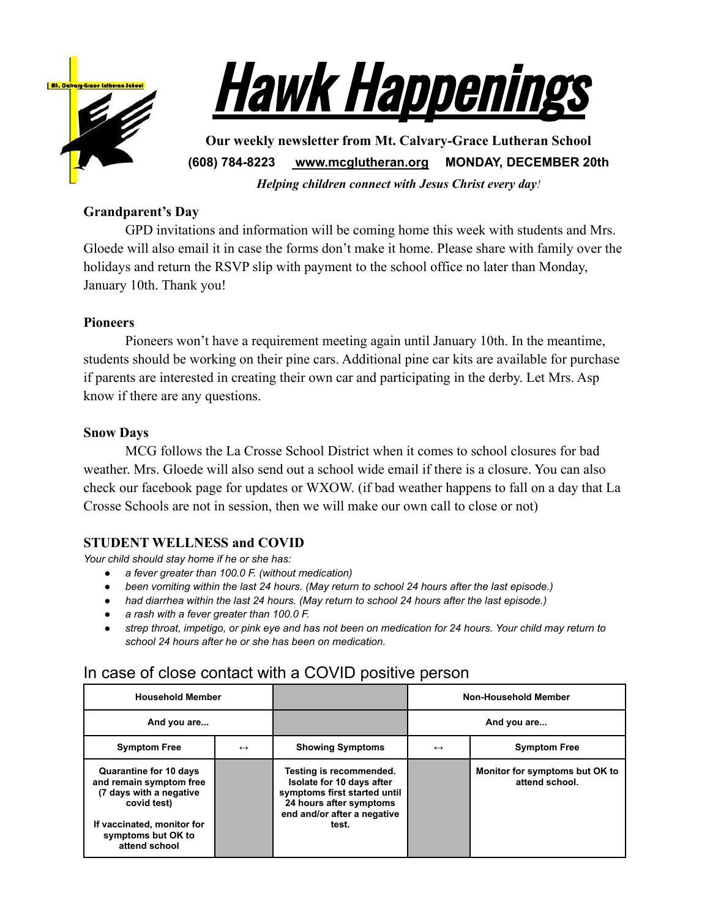# Hawk Happenings

**Our weekly newsletter from Mt. Calvary-Grace Lutheran School**

**(608) 784-8223 www.mcglutheran.org MONDAY, DECEMBER 20th**

***Helping children connect with Jesus Christ every day!***

### Grandparent's Day

GPD invitations and information will be coming home this week with students and Mrs. Gloede will also email it in case the forms don't make it home. Please share with family over the holidays and return the RSVP slip with payment to the school office no later than Monday, January 10th. Thank you!

### Pioneers

Pioneers won't have a requirement meeting again until January 10th. In the meantime, students should be working on their pine cars. Additional pine car kits are available for purchase if parents are interested in creating their own car and participating in the derby. Let Mrs. Asp know if there are any questions.

### Snow Days

MCG follows the La Crosse School District when it comes to school closures for bad weather. Mrs. Gloede will also send out a school wide email if there is a closure. You can also check our facebook page for updates or WXOW. (if bad weather happens to fall on a day that La Crosse Schools are not in session, then we will make our own call to close or not)

### STUDENT WELLNESS and COVID

*Your child should stay home if he or she has:*

- *a fever greater than 100.0 F. (without medication)*
- *been vomiting within the last 24 hours. (May return to school 24 hours after the last episode.)*
- *had diarrhea within the last 24 hours. (May return to school 24 hours after the last episode.)*
- *a rash with a fever greater than 100.0 F.*
- *strep throat, impetigo, or pink eye and has not been on medication for 24 hours. Your child may return to school 24 hours after he or she has been on medication.*

## In case of close contact with a COVID positive person

| Household Member | | | Non-Household Member | |
|---|---|---|---|---|
| And you are... | | | And you are... | |
| Symptom Free | ↔ | Showing Symptoms | ↔ | Symptom Free |
| Quarantine for 10 days and remain symptom free (7 days with a negative covid test)<br><br>If vaccinated, monitor for symptoms but OK to attend school | | Testing is recommended. Isolate for 10 days after symptoms first started until 24 hours after symptoms end and/or after a negative test. | | Monitor for symptoms but OK to attend school. |